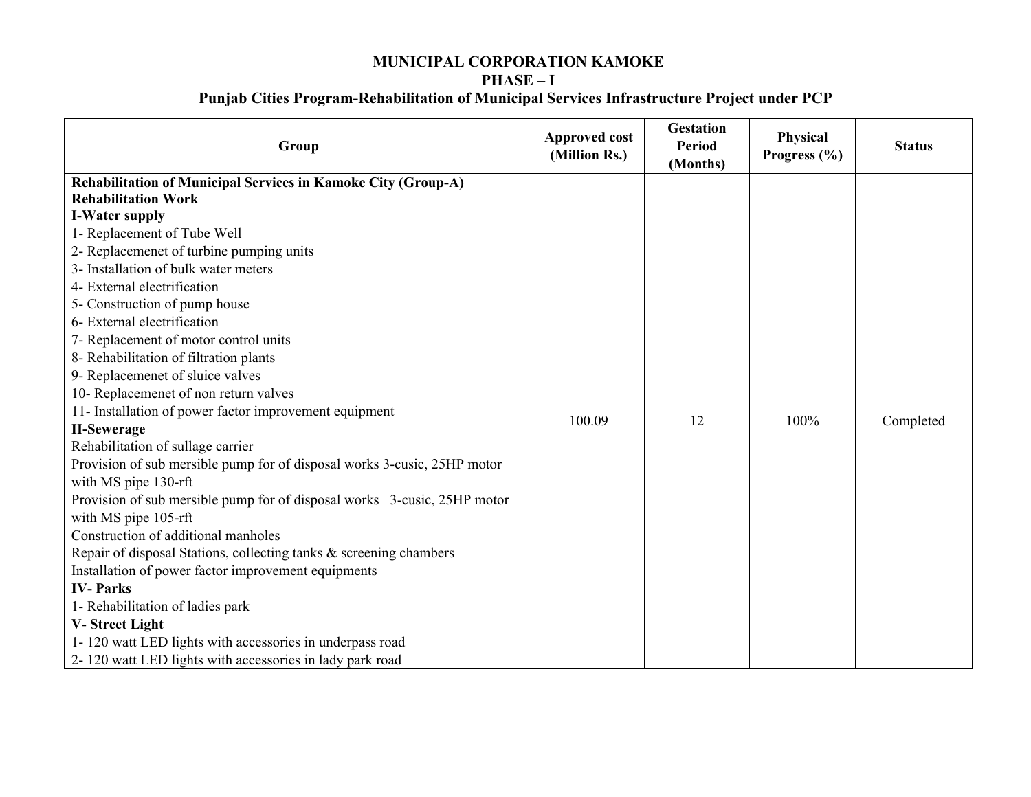**MUNICIPAL CORPORATION KAMOKE**
**PHASE – I**
**Punjab Cities Program-Rehabilitation of Municipal Services Infrastructure Project under PCP**

| Group | Approved cost (Million Rs.) | Gestation Period (Months) | Physical Progress (%) | Status |
|---|---|---|---|---|
| **Rehabilitation of Municipal Services in Kamoke City (Group-A)**<br>**Rehabilitation Work**<br>**I-Water supply**<br>1- Replacement of Tube Well<br>2- Replacemenet of turbine pumping units<br>3- Installation of bulk water meters<br>4- External electrification<br>5- Construction of pump house<br>6- External electrification<br>7- Replacement of motor control units<br>8- Rehabilitation of filtration plants<br>9- Replacemenet of sluice valves<br>10- Replacemenet of non return valves<br>11- Installation of power factor improvement equipment<br>**II-Sewerage**<br>Rehabilitation of sullage carrier<br>Provision of sub mersible pump for of disposal works 3-cusic, 25HP motor with MS pipe 130-rft<br>Provision of sub mersible pump for of disposal works 3-cusic, 25HP motor with MS pipe 105-rft<br>Construction of additional manholes<br>Repair of disposal Stations, collecting tanks & screening chambers<br>Installation of power factor improvement equipments<br>**IV- Parks**<br>1- Rehabilitation of ladies park<br>**V- Street Light**<br>1- 120 watt LED lights with accessories in underpass road<br>2- 120 watt LED lights with accessories in lady park road | 100.09 | 12 | 100% | Completed |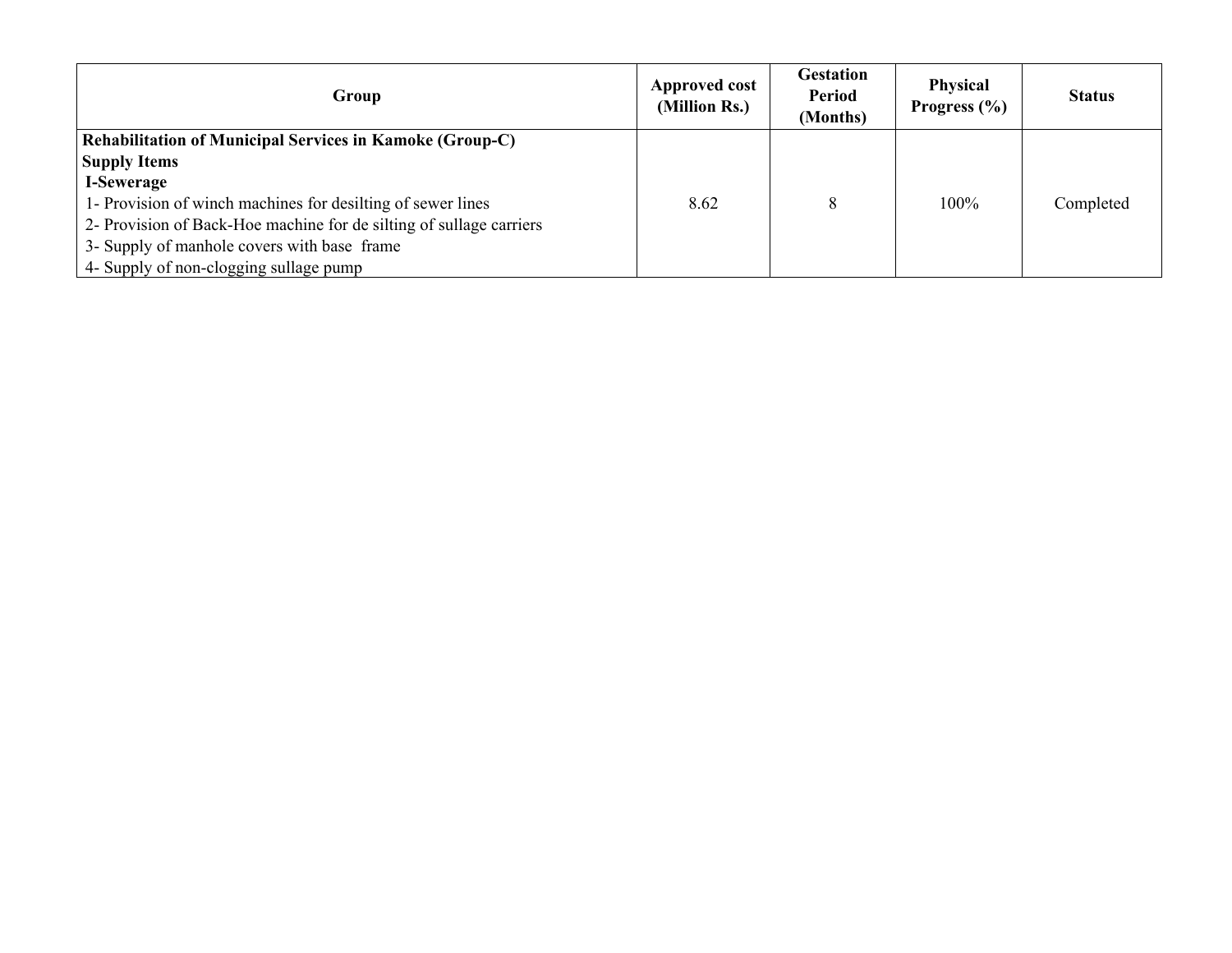| Group | Approved cost (Million Rs.) | Gestation Period (Months) | Physical Progress (%) | Status |
|---|---|---|---|---|
| **Rehabilitation of Municipal Services in Kamoke (Group-C)**<br>**Supply Items**<br>**I-Sewerage**<br>1- Provision of winch machines for desilting of sewer lines<br>2- Provision of Back-Hoe machine for de silting of sullage carriers<br>3- Supply of manhole covers with base frame<br>4- Supply of non-clogging sullage pump | 8.62 | 8 | 100% | Completed |